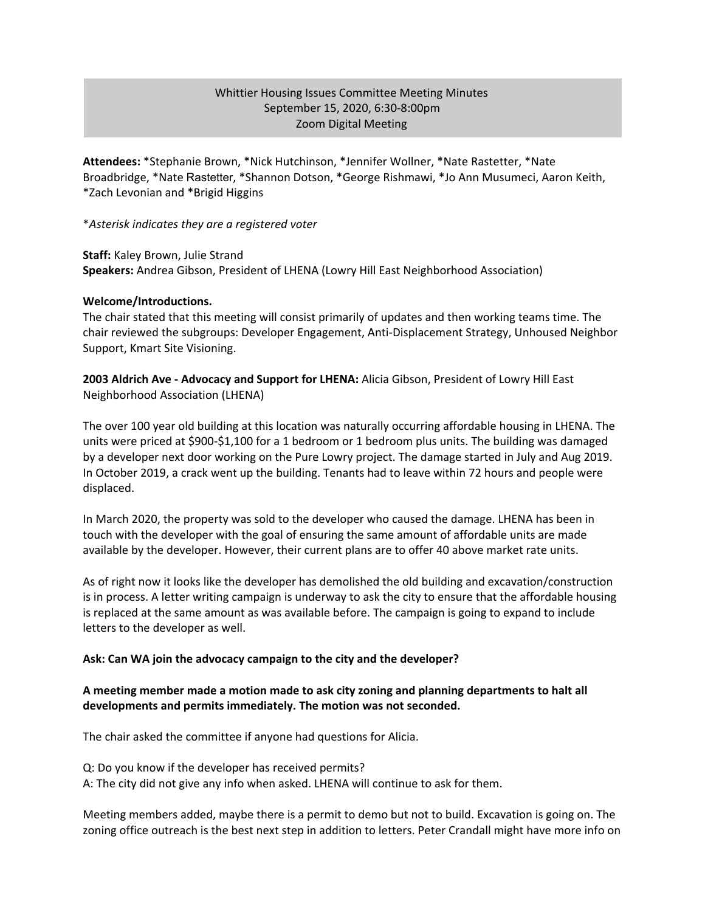Whittier Housing Issues Committee Meeting Minutes
September 15, 2020, 6:30-8:00pm
Zoom Digital Meeting

**Attendees:** *Stephanie Brown, *Nick Hutchinson, *Jennifer Wollner, *Nate Rastetter, *Nate Broadbridge, *Nate Rastetter, *Shannon Dotson, *George Rishmawi, *Jo Ann Musumeci, Aaron Keith, *Zach Levonian and *Brigid Higgins

**Asterisk indicates they are a registered voter*

**Staff:** Kaley Brown, Julie Strand
**Speakers:** Andrea Gibson, President of LHENA (Lowry Hill East Neighborhood Association)

**Welcome/Introductions.**
The chair stated that this meeting will consist primarily of updates and then working teams time. The chair reviewed the subgroups: Developer Engagement, Anti-Displacement Strategy, Unhoused Neighbor Support, Kmart Site Visioning.

**2003 Aldrich Ave - Advocacy and Support for LHENA:** Alicia Gibson, President of Lowry Hill East Neighborhood Association (LHENA)

The over 100 year old building at this location was naturally occurring affordable housing in LHENA. The units were priced at $900-$1,100 for a 1 bedroom or 1 bedroom plus units. The building was damaged by a developer next door working on the Pure Lowry project. The damage started in July and Aug 2019. In October 2019, a crack went up the building. Tenants had to leave within 72 hours and people were displaced.

In March 2020, the property was sold to the developer who caused the damage. LHENA has been in touch with the developer with the goal of ensuring the same amount of affordable units are made available by the developer. However, their current plans are to offer 40 above market rate units.

As of right now it looks like the developer has demolished the old building and excavation/construction is in process. A letter writing campaign is underway to ask the city to ensure that the affordable housing is replaced at the same amount as was available before. The campaign is going to expand to include letters to the developer as well.

**Ask: Can WA join the advocacy campaign to the city and the developer?**

**A meeting member made a motion made to ask city zoning and planning departments to halt all developments and permits immediately. The motion was not seconded.**

The chair asked the committee if anyone had questions for Alicia.

Q: Do you know if the developer has received permits?
A: The city did not give any info when asked. LHENA will continue to ask for them.

Meeting members added, maybe there is a permit to demo but not to build. Excavation is going on. The zoning office outreach is the best next step in addition to letters. Peter Crandall might have more info on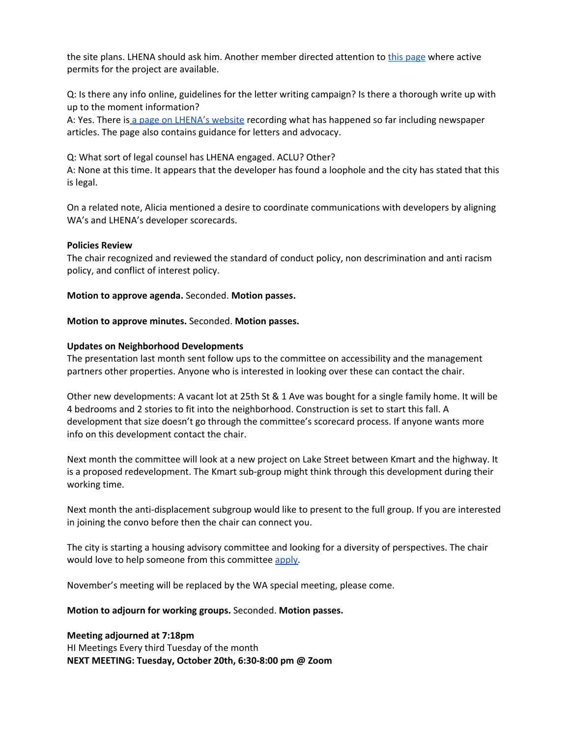the site plans. LHENA should ask him. Another member directed attention to this page where active permits for the project are available.

Q: Is there any info online, guidelines for the letter writing campaign? Is there a thorough write up with up to the moment information?
A: Yes. There is a page on LHENA's website recording what has happened so far including newspaper articles. The page also contains guidance for letters and advocacy.

Q: What sort of legal counsel has LHENA engaged. ACLU? Other?
A: None at this time. It appears that the developer has found a loophole and the city has stated that this is legal.

On a related note, Alicia mentioned a desire to coordinate communications with developers by aligning WA's and LHENA's developer scorecards.

**Policies Review**
The chair recognized and reviewed the standard of conduct policy, non descrimination and anti racism policy, and conflict of interest policy.

**Motion to approve agenda.** Seconded. **Motion passes.**

**Motion to approve minutes.** Seconded. **Motion passes.**

**Updates on Neighborhood Developments**
The presentation last month sent follow ups to the committee on accessibility and the management partners other properties. Anyone who is interested in looking over these can contact the chair.

Other new developments: A vacant lot at 25th St & 1 Ave was bought for a single family home. It will be 4 bedrooms and 2 stories to fit into the neighborhood. Construction is set to start this fall. A development that size doesn't go through the committee's scorecard process. If anyone wants more info on this development contact the chair.

Next month the committee will look at a new project on Lake Street between Kmart and the highway. It is a proposed redevelopment. The Kmart sub-group might think through this development during their working time.

Next month the anti-displacement subgroup would like to present to the full group. If you are interested in joining the convo before then the chair can connect you.

The city is starting a housing advisory committee and looking for a diversity of perspectives. The chair would love to help someone from this committee apply.

November's meeting will be replaced by the WA special meeting, please come.

**Motion to adjourn for working groups.** Seconded. **Motion passes.**

**Meeting adjourned at 7:18pm**
HI Meetings Every third Tuesday of the month
**NEXT MEETING: Tuesday, October 20th, 6:30-8:00 pm @ Zoom**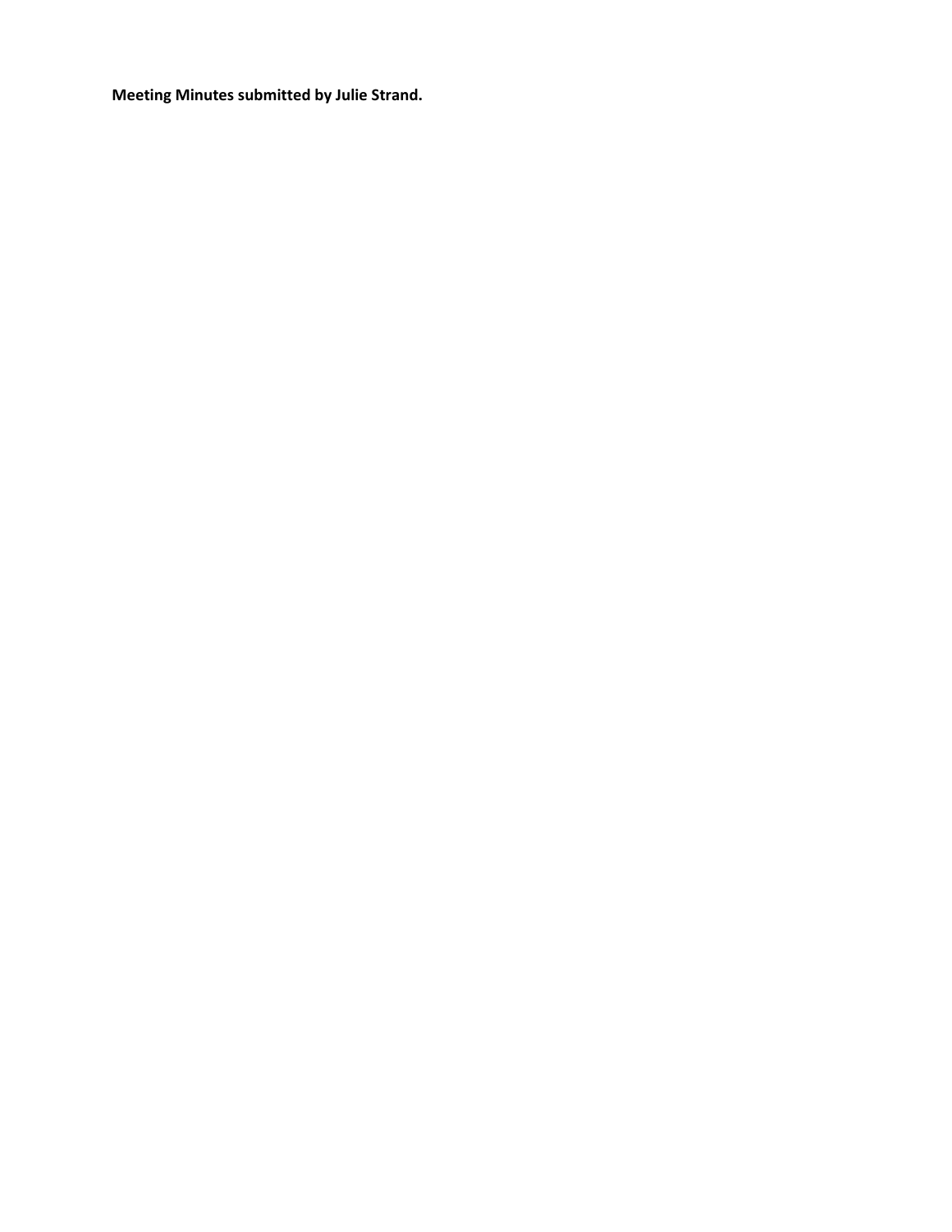**Meeting Minutes submitted by Julie Strand.**